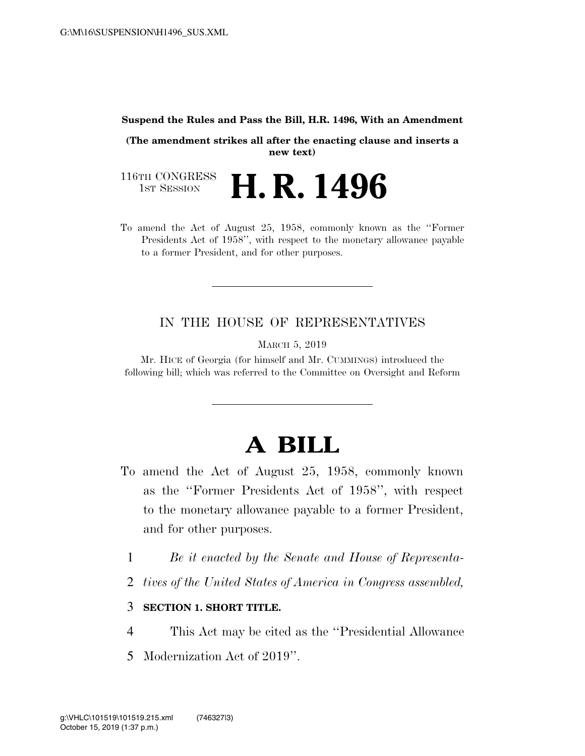**Suspend the Rules and Pass the Bill, H.R. 1496, With an Amendment**

**(The amendment strikes all after the enacting clause and inserts a new text)**

116TH CONGRESS
1ST SESSION

# H. R. 1496

To amend the Act of August 25, 1958, commonly known as the ''Former Presidents Act of 1958'', with respect to the monetary allowance payable to a former President, and for other purposes.

IN THE HOUSE OF REPRESENTATIVES

MARCH 5, 2019

Mr. HICE of Georgia (for himself and Mr. CUMMINGS) introduced the following bill; which was referred to the Committee on Oversight and Reform

# A BILL

To amend the Act of August 25, 1958, commonly known as the ''Former Presidents Act of 1958'', with respect to the monetary allowance payable to a former President, and for other purposes.

1 *Be it enacted by the Senate and House of Representa-*
2 *tives of the United States of America in Congress assembled,*

3 **SECTION 1. SHORT TITLE.**

4 This Act may be cited as the ''Presidential Allowance
5 Modernization Act of 2019''.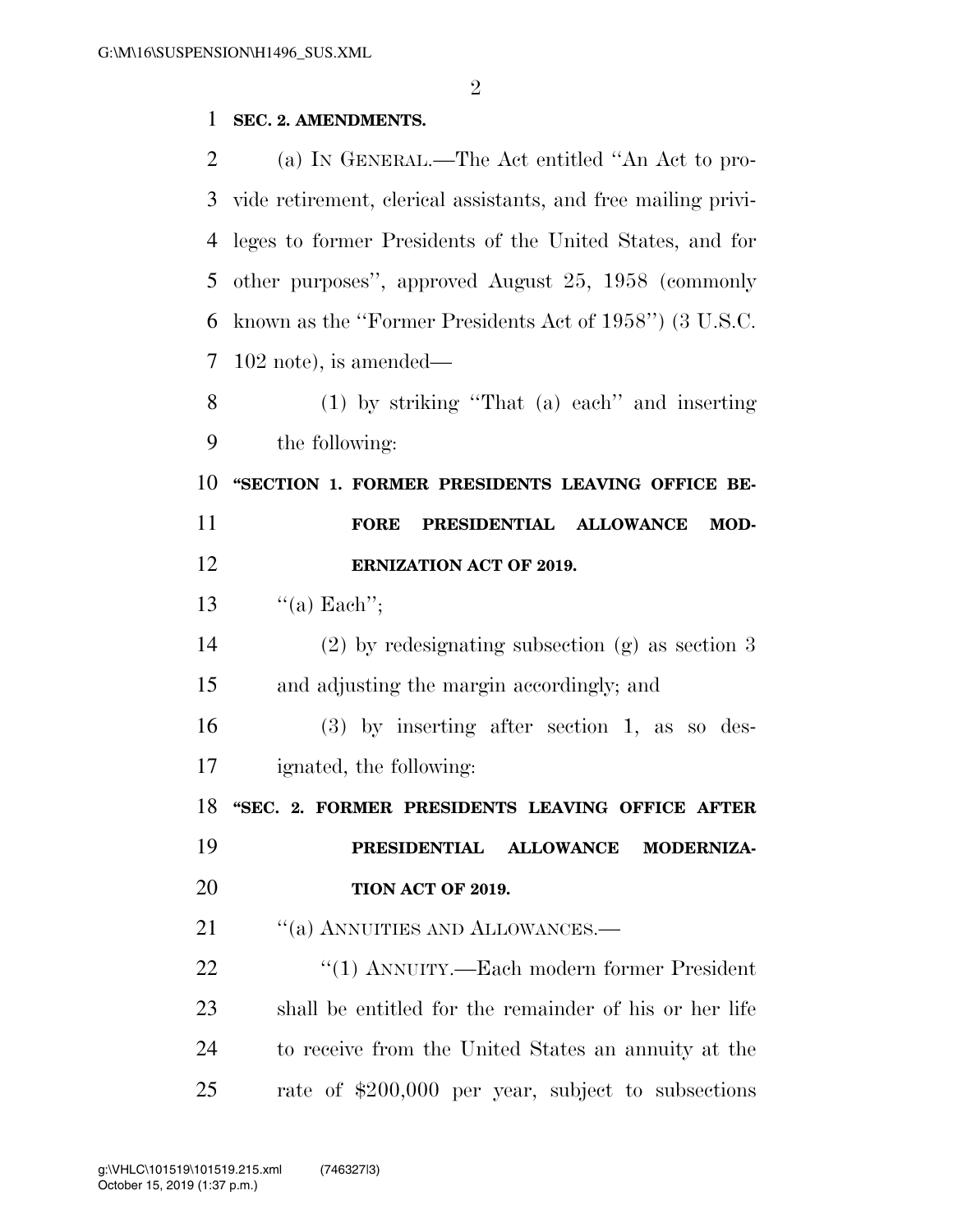**SEC. 2. AMENDMENTS.**

(a) IN GENERAL.—The Act entitled ''An Act to provide retirement, clerical assistants, and free mailing privileges to former Presidents of the United States, and for other purposes'', approved August 25, 1958 (commonly known as the ''Former Presidents Act of 1958'') (3 U.S.C. 102 note), is amended—

(1) by striking ''That (a) each'' and inserting the following:

**''SECTION 1. FORMER PRESIDENTS LEAVING OFFICE BEFORE PRESIDENTIAL ALLOWANCE MODERNIZATION ACT OF 2019.**

''(a) Each'';

(2) by redesignating subsection (g) as section 3 and adjusting the margin accordingly; and

(3) by inserting after section 1, as so designated, the following:

**''SEC. 2. FORMER PRESIDENTS LEAVING OFFICE AFTER PRESIDENTIAL ALLOWANCE MODERNIZATION ACT OF 2019.**

''(a) ANNUITIES AND ALLOWANCES.—

''(1) ANNUITY.—Each modern former President shall be entitled for the remainder of his or her life to receive from the United States an annuity at the rate of $200,000 per year, subject to subsections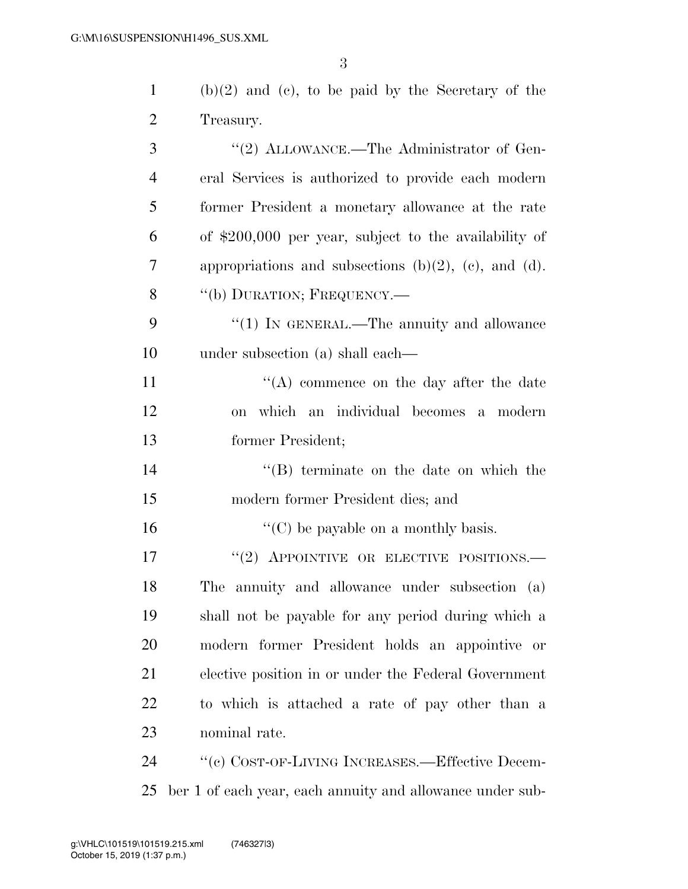(b)(2) and (c), to be paid by the Secretary of the Treasury.

"(2) ALLOWANCE.—The Administrator of General Services is authorized to provide each modern former President a monetary allowance at the rate of $200,000 per year, subject to the availability of appropriations and subsections (b)(2), (c), and (d).

"(b) DURATION; FREQUENCY.—

"(1) IN GENERAL.—The annuity and allowance under subsection (a) shall each—

"(A) commence on the day after the date on which an individual becomes a modern former President;

"(B) terminate on the date on which the modern former President dies; and

"(C) be payable on a monthly basis.

"(2) APPOINTIVE OR ELECTIVE POSITIONS.—The annuity and allowance under subsection (a) shall not be payable for any period during which a modern former President holds an appointive or elective position in or under the Federal Government to which is attached a rate of pay other than a nominal rate.

"(c) COST-OF-LIVING INCREASES.—Effective December 1 of each year, each annuity and allowance under sub-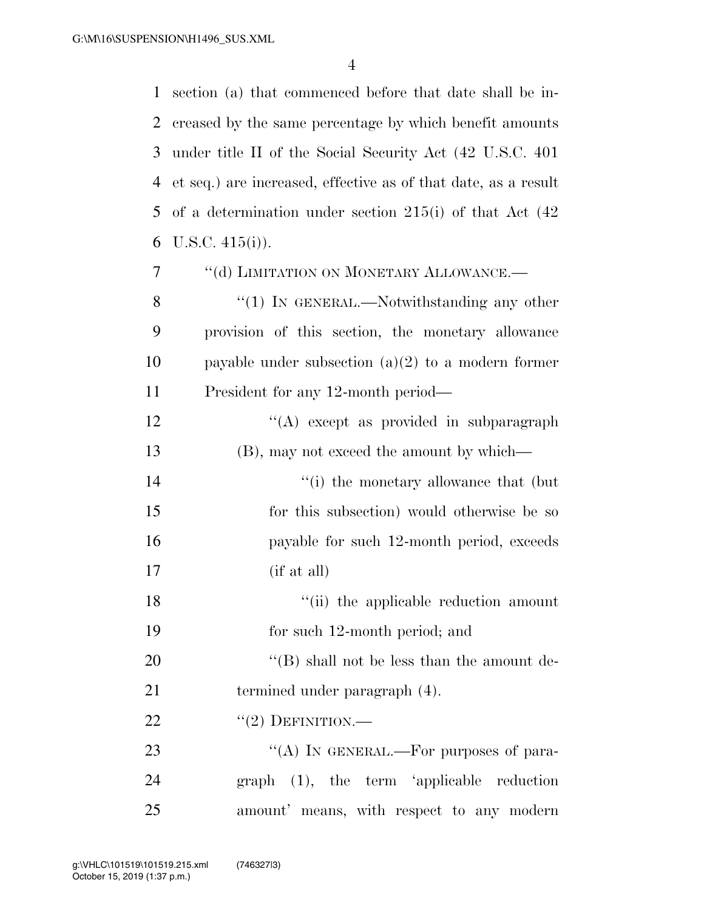section (a) that commenced before that date shall be increased by the same percentage by which benefit amounts under title II of the Social Security Act (42 U.S.C. 401 et seq.) are increased, effective as of that date, as a result of a determination under section 215(i) of that Act (42 U.S.C. 415(i)).

"(d) LIMITATION ON MONETARY ALLOWANCE.—

"(1) IN GENERAL.—Notwithstanding any other provision of this section, the monetary allowance payable under subsection (a)(2) to a modern former President for any 12-month period—

"(A) except as provided in subparagraph (B), may not exceed the amount by which—

"(i) the monetary allowance that (but for this subsection) would otherwise be so payable for such 12-month period, exceeds (if at all)

"(ii) the applicable reduction amount for such 12-month period; and

"(B) shall not be less than the amount determined under paragraph (4).

"(2) DEFINITION.—

"(A) IN GENERAL.—For purposes of paragraph (1), the term 'applicable reduction amount' means, with respect to any modern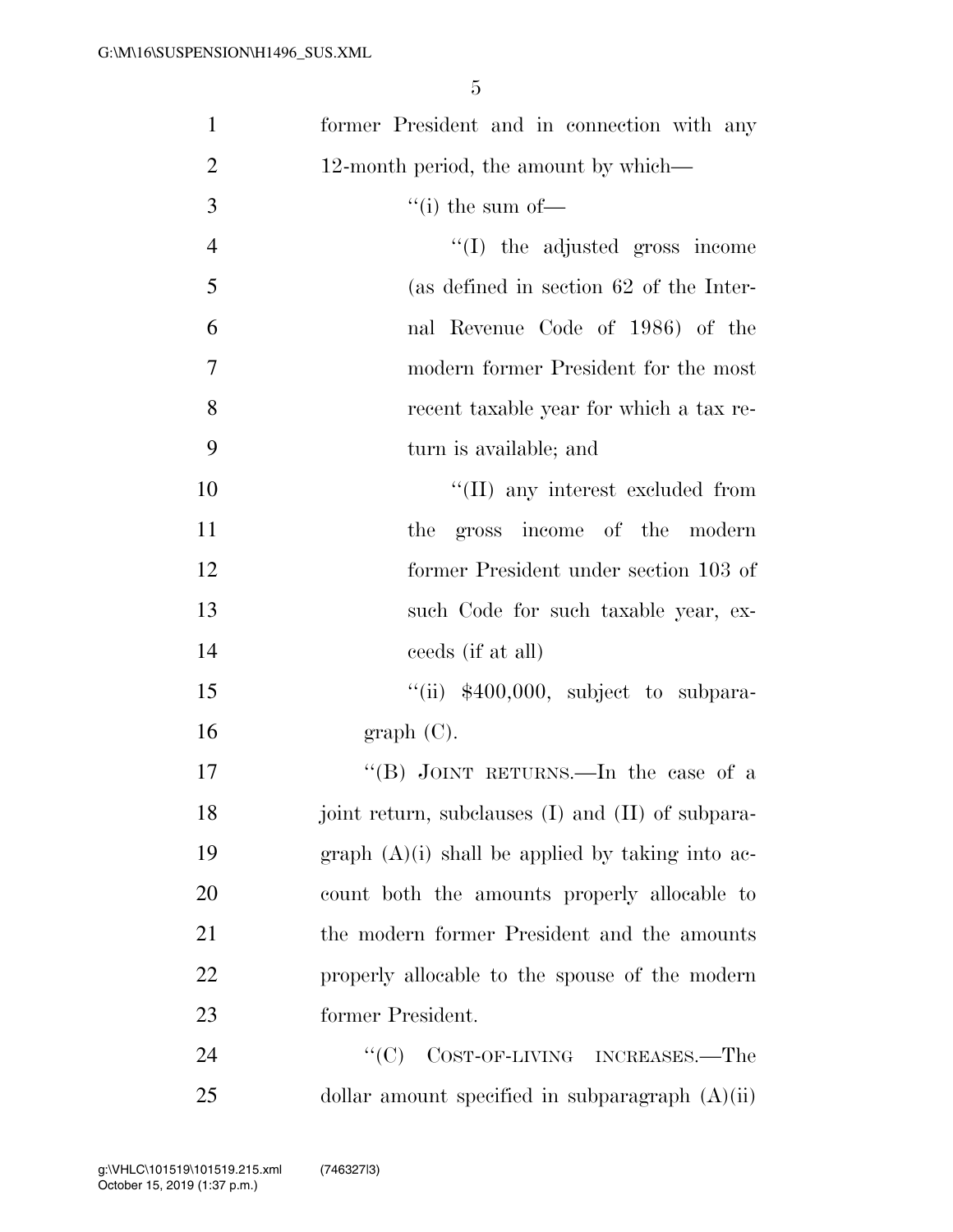former President and in connection with any 12-month period, the amount by which—

"(i) the sum of—

"(I) the adjusted gross income (as defined in section 62 of the Internal Revenue Code of 1986) of the modern former President for the most recent taxable year for which a tax return is available; and

"(II) any interest excluded from the gross income of the modern former President under section 103 of such Code for such taxable year, exceeds (if at all)

"(ii) $400,000, subject to subparagraph (C).

"(B) JOINT RETURNS.—In the case of a joint return, subclauses (I) and (II) of subparagraph (A)(i) shall be applied by taking into account both the amounts properly allocable to the modern former President and the amounts properly allocable to the spouse of the modern former President.

"(C) COST-OF-LIVING INCREASES.—The dollar amount specified in subparagraph (A)(ii)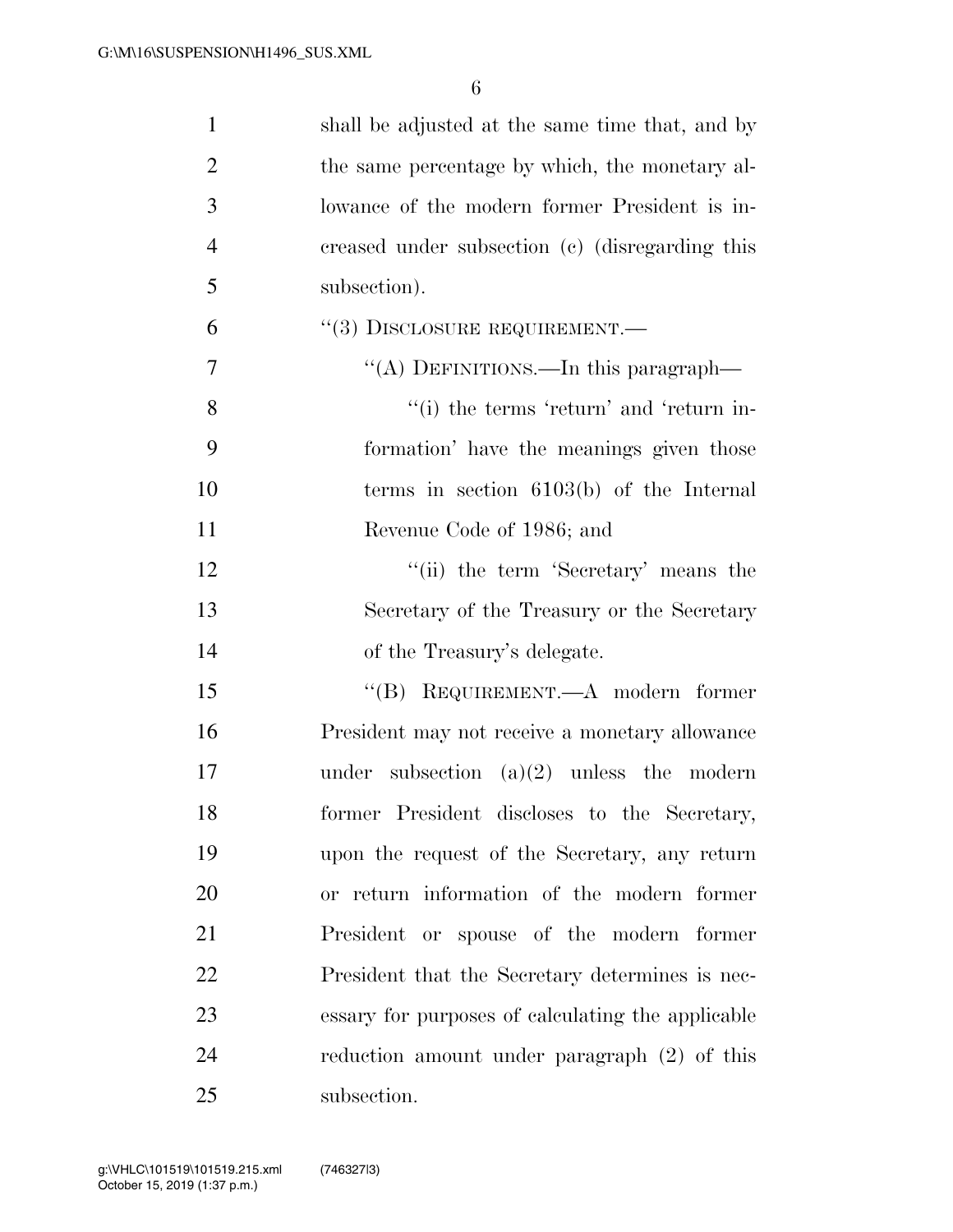shall be adjusted at the same time that, and by the same percentage by which, the monetary allowance of the modern former President is increased under subsection (c) (disregarding this subsection).

"(3) DISCLOSURE REQUIREMENT.—

"(A) DEFINITIONS.—In this paragraph—

"(i) the terms 'return' and 'return information' have the meanings given those terms in section 6103(b) of the Internal Revenue Code of 1986; and

"(ii) the term 'Secretary' means the Secretary of the Treasury or the Secretary of the Treasury's delegate.

"(B) REQUIREMENT.—A modern former President may not receive a monetary allowance under subsection (a)(2) unless the modern former President discloses to the Secretary, upon the request of the Secretary, any return or return information of the modern former President or spouse of the modern former President that the Secretary determines is necessary for purposes of calculating the applicable reduction amount under paragraph (2) of this subsection.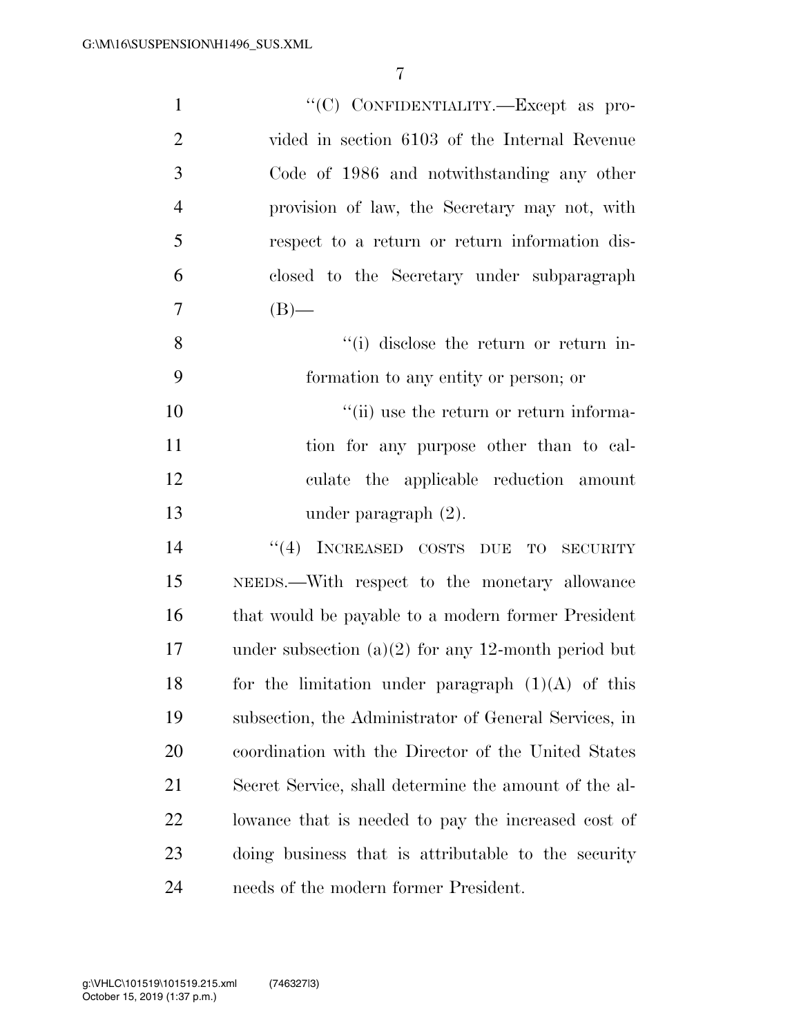"(C) CONFIDENTIALITY.—Except as provided in section 6103 of the Internal Revenue Code of 1986 and notwithstanding any other provision of law, the Secretary may not, with respect to a return or return information disclosed to the Secretary under subparagraph (B)—

"(i) disclose the return or return information to any entity or person; or

"(ii) use the return or return information for any purpose other than to calculate the applicable reduction amount under paragraph (2).

"(4) INCREASED COSTS DUE TO SECURITY NEEDS.—With respect to the monetary allowance that would be payable to a modern former President under subsection (a)(2) for any 12-month period but for the limitation under paragraph (1)(A) of this subsection, the Administrator of General Services, in coordination with the Director of the United States Secret Service, shall determine the amount of the allowance that is needed to pay the increased cost of doing business that is attributable to the security needs of the modern former President.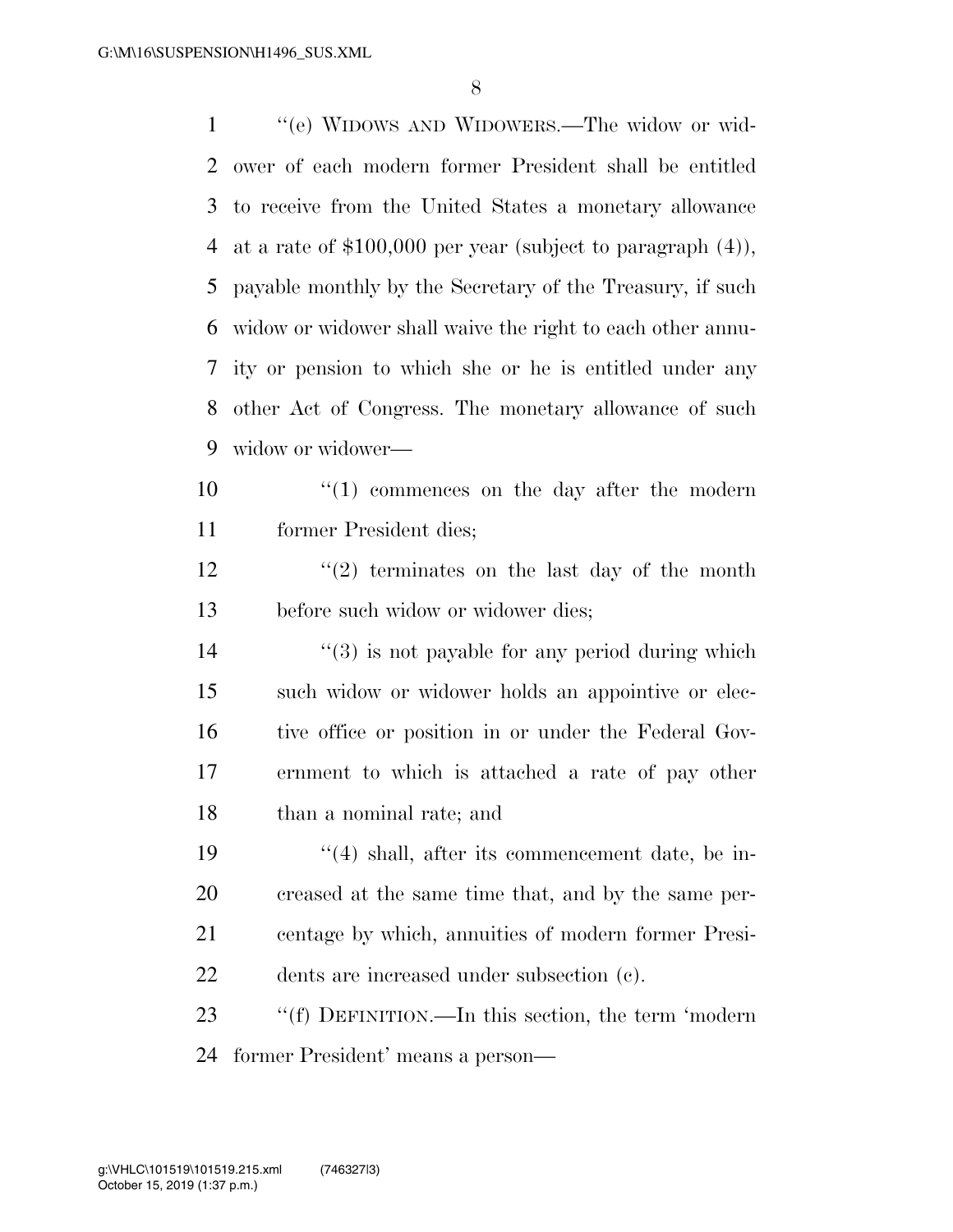"(e) WIDOWS AND WIDOWERS.—The widow or widower of each modern former President shall be entitled to receive from the United States a monetary allowance at a rate of $100,000 per year (subject to paragraph (4)), payable monthly by the Secretary of the Treasury, if such widow or widower shall waive the right to each other annuity or pension to which she or he is entitled under any other Act of Congress. The monetary allowance of such widow or widower—

"(1) commences on the day after the modern former President dies;

"(2) terminates on the last day of the month before such widow or widower dies;

"(3) is not payable for any period during which such widow or widower holds an appointive or elective office or position in or under the Federal Government to which is attached a rate of pay other than a nominal rate; and

"(4) shall, after its commencement date, be increased at the same time that, and by the same percentage by which, annuities of modern former Presidents are increased under subsection (c).

"(f) DEFINITION.—In this section, the term 'modern former President' means a person—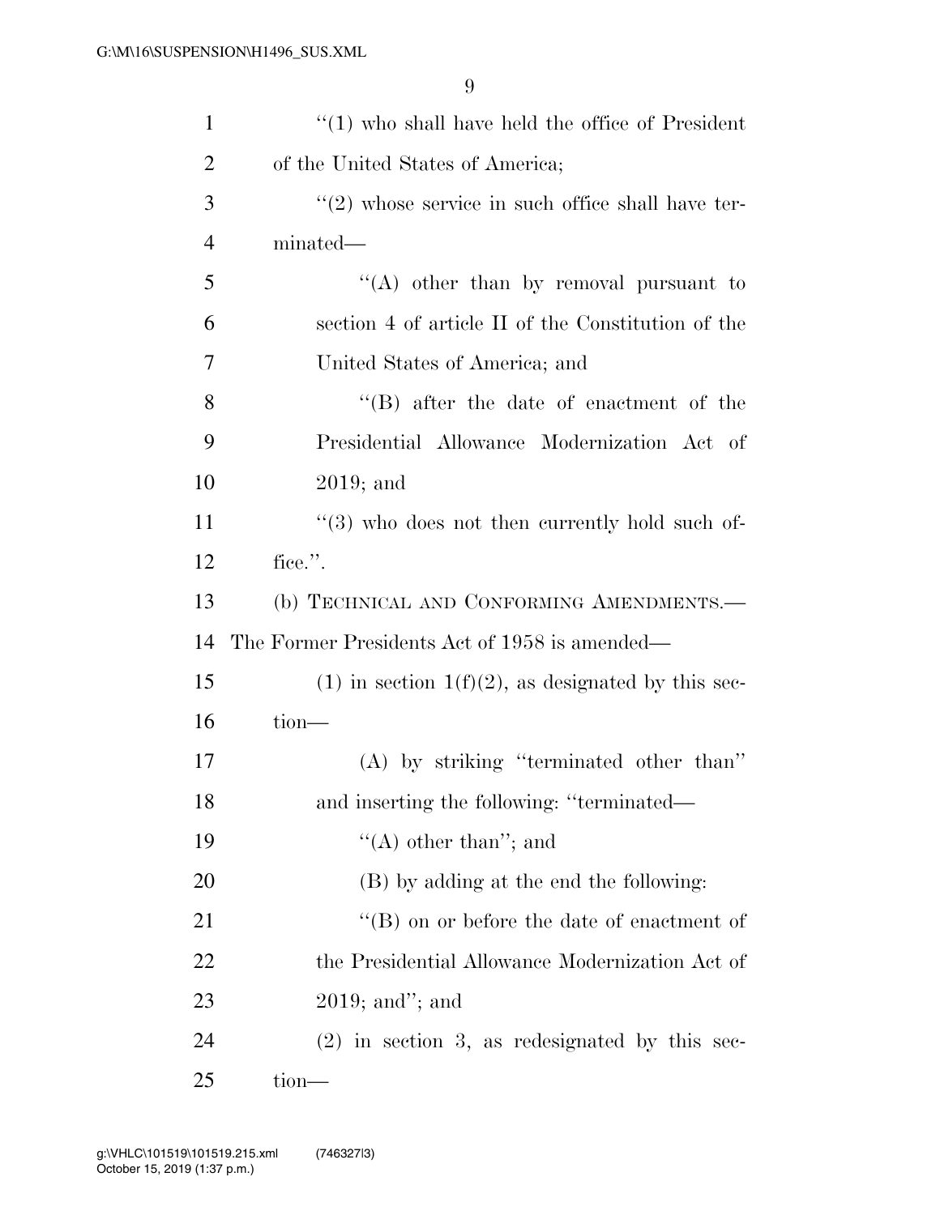"(1) who shall have held the office of President of the United States of America;

"(2) whose service in such office shall have terminated—

"(A) other than by removal pursuant to section 4 of article II of the Constitution of the United States of America; and

"(B) after the date of enactment of the Presidential Allowance Modernization Act of 2019; and

"(3) who does not then currently hold such office.".

(b) TECHNICAL AND CONFORMING AMENDMENTS.—The Former Presidents Act of 1958 is amended—

(1) in section 1(f)(2), as designated by this section—

(A) by striking "terminated other than" and inserting the following: "terminated—

"(A) other than"; and

(B) by adding at the end the following:

"(B) on or before the date of enactment of the Presidential Allowance Modernization Act of 2019; and"; and

(2) in section 3, as redesignated by this section—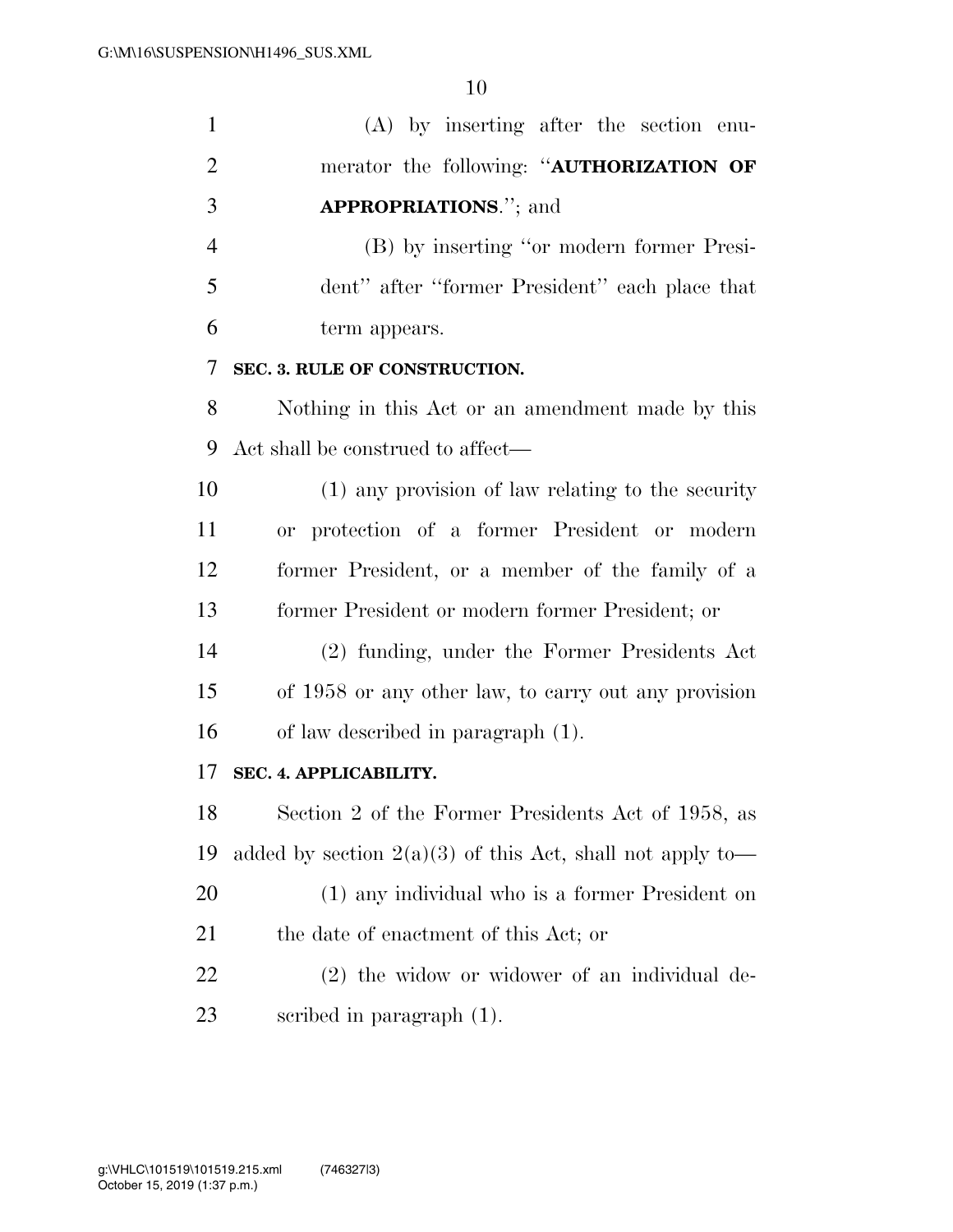(A) by inserting after the section enumerator the following: "**AUTHORIZATION OF APPROPRIATIONS**."; and

(B) by inserting "or modern former President" after "former President" each place that term appears.

**SEC. 3. RULE OF CONSTRUCTION.**

Nothing in this Act or an amendment made by this Act shall be construed to affect—

(1) any provision of law relating to the security or protection of a former President or modern former President, or a member of the family of a former President or modern former President; or

(2) funding, under the Former Presidents Act of 1958 or any other law, to carry out any provision of law described in paragraph (1).

**SEC. 4. APPLICABILITY.**

Section 2 of the Former Presidents Act of 1958, as added by section 2(a)(3) of this Act, shall not apply to—

(1) any individual who is a former President on the date of enactment of this Act; or

(2) the widow or widower of an individual described in paragraph (1).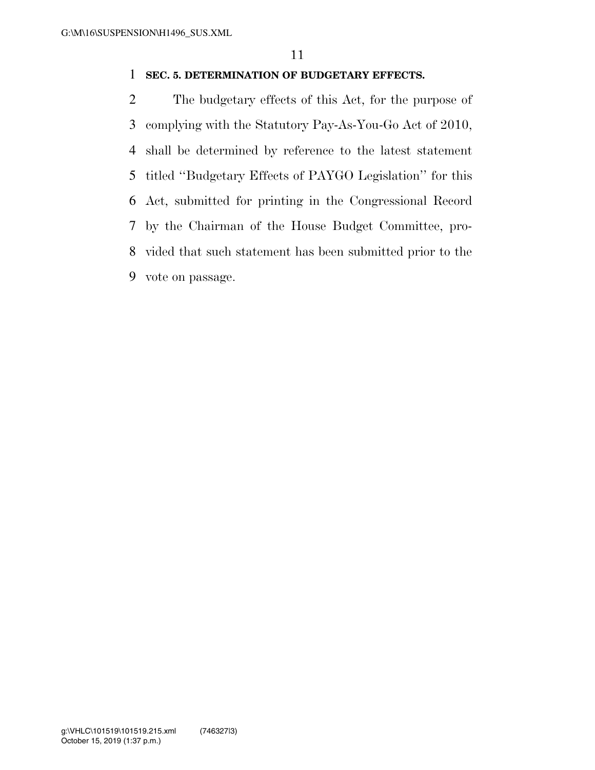**SEC. 5. DETERMINATION OF BUDGETARY EFFECTS.**

The budgetary effects of this Act, for the purpose of complying with the Statutory Pay-As-You-Go Act of 2010, shall be determined by reference to the latest statement titled ''Budgetary Effects of PAYGO Legislation'' for this Act, submitted for printing in the Congressional Record by the Chairman of the House Budget Committee, provided that such statement has been submitted prior to the vote on passage.